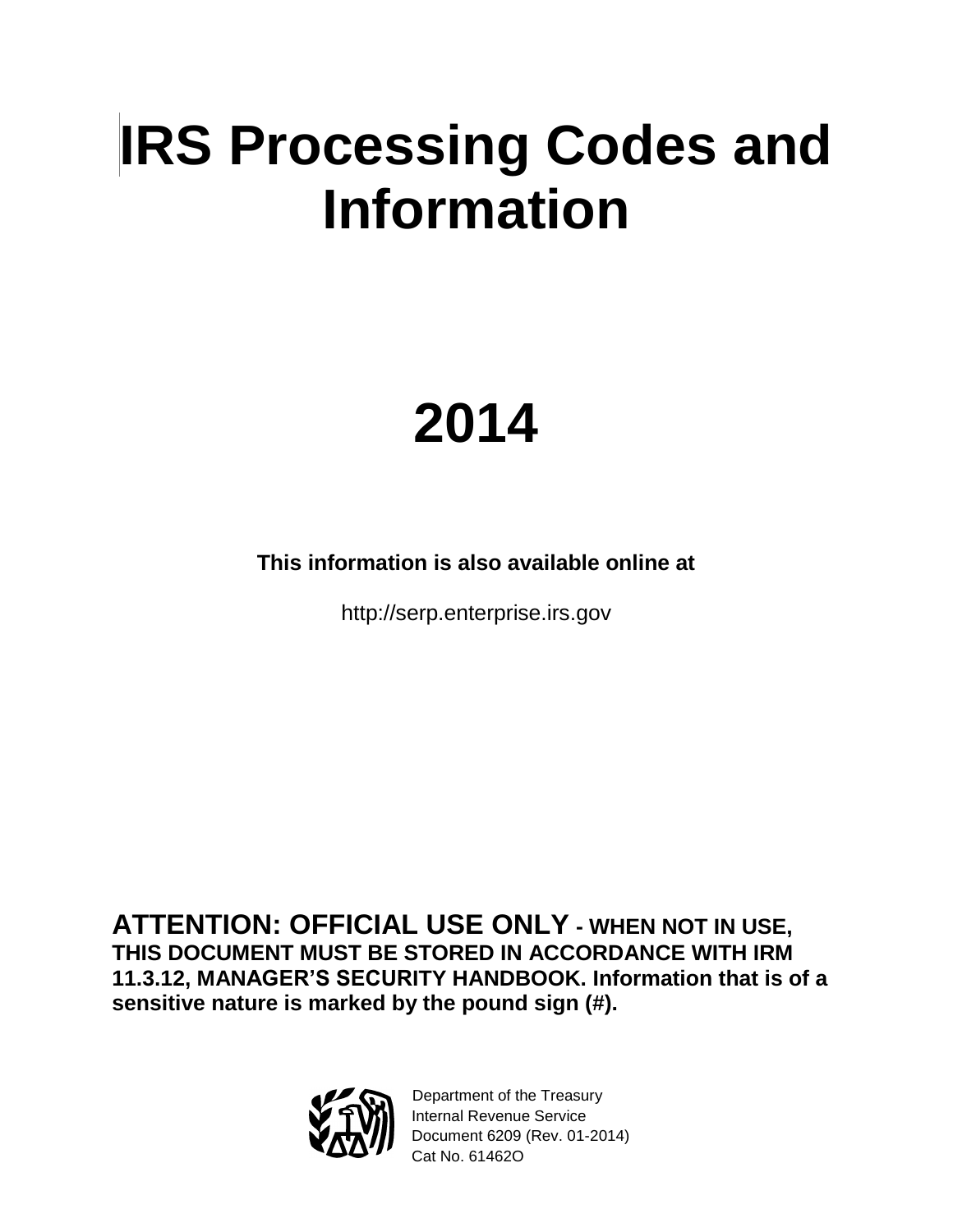# IRS Processing Codes and Information

# 2014

**This information is also available online at**

http://serp.enterprise.irs.gov

**ATTENTION: OFFICIAL USE ONLY - WHEN NOT IN USE, THIS DOCUMENT MUST BE STORED IN ACCORDANCE WITH IRM 11.3.12, MANAGER'S SECURITY HANDBOOK. Information that is of a sensitive nature is marked by the pound sign (#).**

Department of the Treasury
Internal Revenue Service
Document 6209 (Rev. 01-2014)
Cat No. 61462O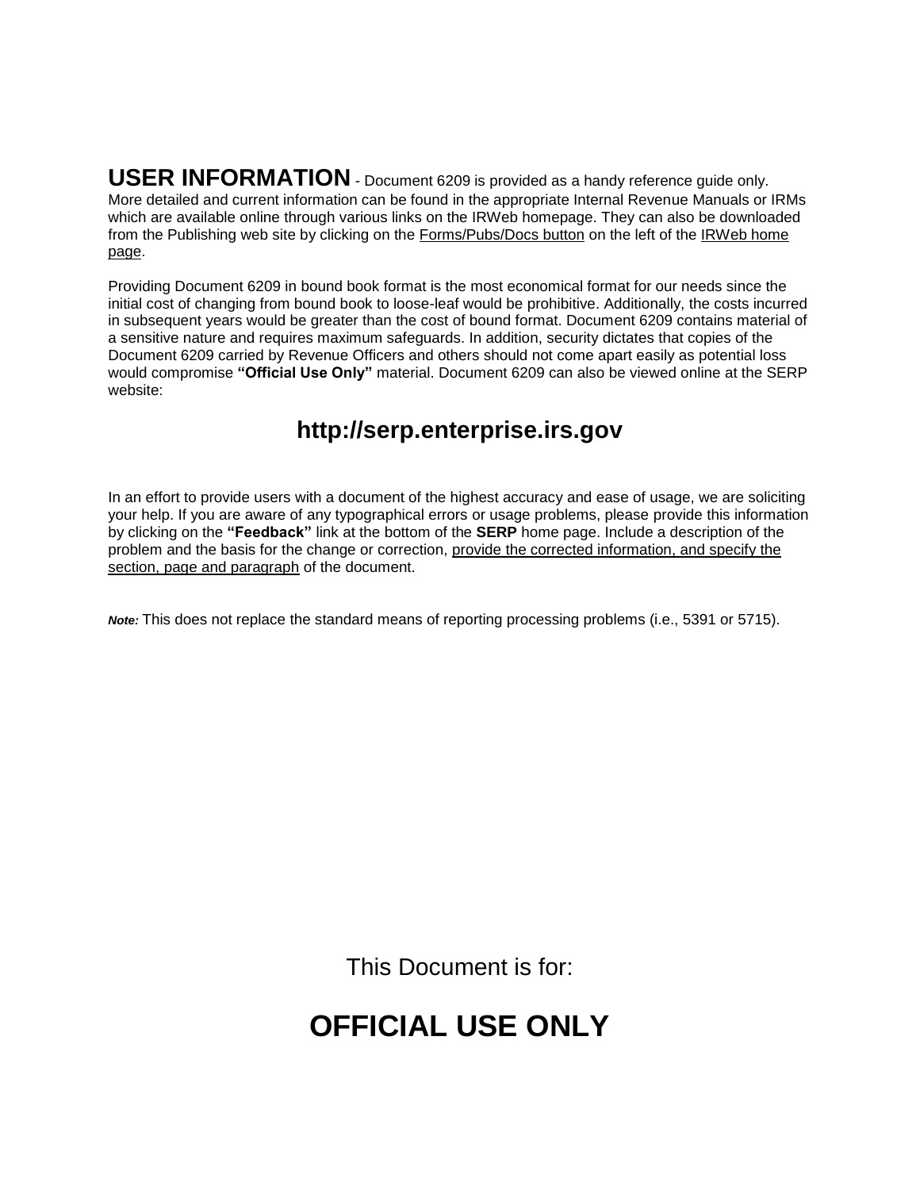**USER INFORMATION** - Document 6209 is provided as a handy reference guide only. More detailed and current information can be found in the appropriate Internal Revenue Manuals or IRMs which are available online through various links on the IRWeb homepage. They can also be downloaded from the Publishing web site by clicking on the Forms/Pubs/Docs button on the left of the IRWeb home page.

Providing Document 6209 in bound book format is the most economical format for our needs since the initial cost of changing from bound book to loose-leaf would be prohibitive. Additionally, the costs incurred in subsequent years would be greater than the cost of bound format. Document 6209 contains material of a sensitive nature and requires maximum safeguards. In addition, security dictates that copies of the Document 6209 carried by Revenue Officers and others should not come apart easily as potential loss would compromise **"Official Use Only"** material. Document 6209 can also be viewed online at the SERP website:

**http://serp.enterprise.irs.gov**

In an effort to provide users with a document of the highest accuracy and ease of usage, we are soliciting your help. If you are aware of any typographical errors or usage problems, please provide this information by clicking on the **"Feedback"** link at the bottom of the **SERP** home page. Include a description of the problem and the basis for the change or correction, provide the corrected information, and specify the section, page and paragraph of the document.

***Note:*** This does not replace the standard means of reporting processing problems (i.e., 5391 or 5715).

This Document is for:

**OFFICIAL USE ONLY**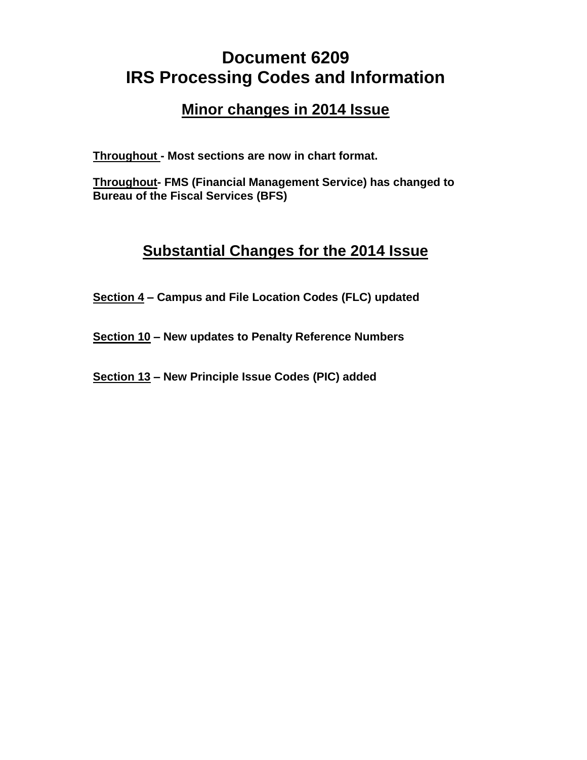# Document 6209
# IRS Processing Codes and Information

## Minor changes in 2014 Issue

**Throughout - Most sections are now in chart format.**

**Throughout- FMS (Financial Management Service) has changed to Bureau of the Fiscal Services (BFS)**

## Substantial Changes for the 2014 Issue

**Section 4 – Campus and File Location Codes (FLC) updated**

**Section 10 – New updates to Penalty Reference Numbers**

**Section 13 – New Principle Issue Codes (PIC) added**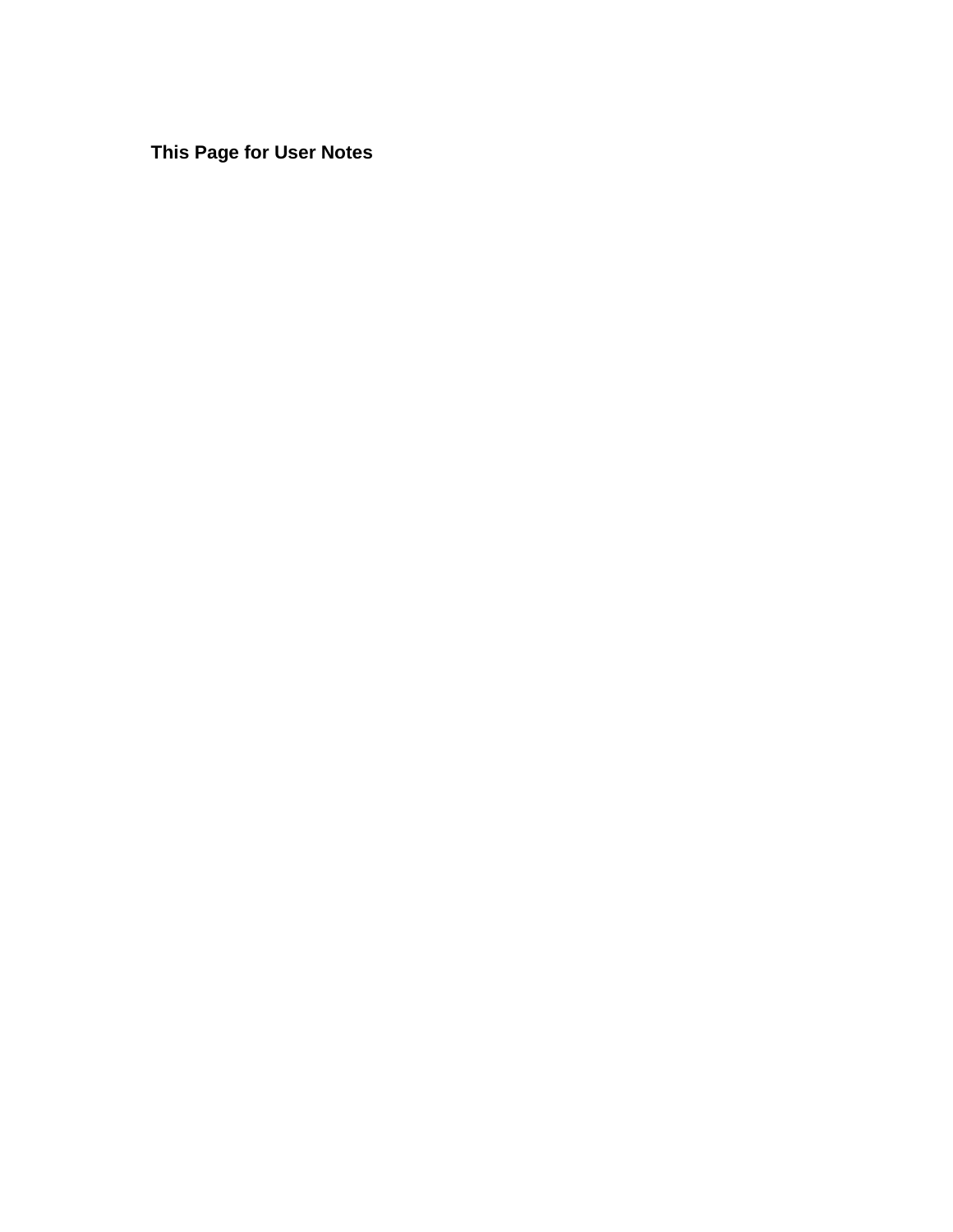**This Page for User Notes**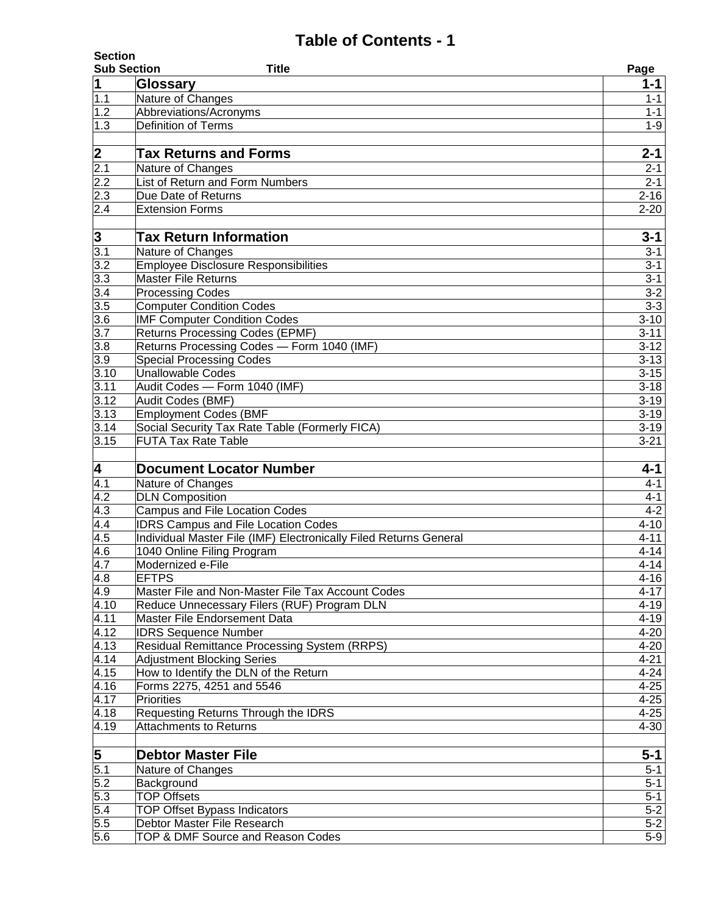# Table of Contents - 1

| Section Sub Section | Title | Page |
|---|---|---|
| **1** | **Glossary** | **1-1** |
| 1.1 | Nature of Changes | 1-1 |
| 1.2 | Abbreviations/Acronyms | 1-1 |
| 1.3 | Definition of Terms | 1-9 |
| | | |
| **2** | **Tax Returns and Forms** | **2-1** |
| 2.1 | Nature of Changes | 2-1 |
| 2.2 | List of Return and Form Numbers | 2-1 |
| 2.3 | Due Date of Returns | 2-16 |
| 2.4 | Extension Forms | 2-20 |
| | | |
| **3** | **Tax Return Information** | **3-1** |
| 3.1 | Nature of Changes | 3-1 |
| 3.2 | Employee Disclosure Responsibilities | 3-1 |
| 3.3 | Master File Returns | 3-1 |
| 3.4 | Processing Codes | 3-2 |
| 3.5 | Computer Condition Codes | 3-3 |
| 3.6 | IMF Computer Condition Codes | 3-10 |
| 3.7 | Returns Processing Codes (EPMF) | 3-11 |
| 3.8 | Returns Processing Codes — Form 1040 (IMF) | 3-12 |
| 3.9 | Special Processing Codes | 3-13 |
| 3.10 | Unallowable Codes | 3-15 |
| 3.11 | Audit Codes — Form 1040 (IMF) | 3-18 |
| 3.12 | Audit Codes (BMF) | 3-19 |
| 3.13 | Employment Codes (BMF | 3-19 |
| 3.14 | Social Security Tax Rate Table (Formerly FICA) | 3-19 |
| 3.15 | FUTA Tax Rate Table | 3-21 |
| | | |
| **4** | **Document Locator Number** | **4-1** |
| 4.1 | Nature of Changes | 4-1 |
| 4.2 | DLN Composition | 4-1 |
| 4.3 | Campus and File Location Codes | 4-2 |
| 4.4 | IDRS Campus and File Location Codes | 4-10 |
| 4.5 | Individual Master File (IMF) Electronically Filed Returns General | 4-11 |
| 4.6 | 1040 Online Filing Program | 4-14 |
| 4.7 | Modernized e-File | 4-14 |
| 4.8 | EFTPS | 4-16 |
| 4.9 | Master File and Non-Master File Tax Account Codes | 4-17 |
| 4.10 | Reduce Unnecessary Filers (RUF) Program DLN | 4-19 |
| 4.11 | Master File Endorsement Data | 4-19 |
| 4.12 | IDRS Sequence Number | 4-20 |
| 4.13 | Residual Remittance Processing System (RRPS) | 4-20 |
| 4.14 | Adjustment Blocking Series | 4-21 |
| 4.15 | How to Identify the DLN of the Return | 4-24 |
| 4.16 | Forms 2275, 4251 and 5546 | 4-25 |
| 4.17 | Priorities | 4-25 |
| 4.18 | Requesting Returns Through the IDRS | 4-25 |
| 4.19 | Attachments to Returns | 4-30 |
| | | |
| **5** | **Debtor Master File** | **5-1** |
| 5.1 | Nature of Changes | 5-1 |
| 5.2 | Background | 5-1 |
| 5.3 | TOP Offsets | 5-1 |
| 5.4 | TOP Offset Bypass Indicators | 5-2 |
| 5.5 | Debtor Master File Research | 5-2 |
| 5.6 | TOP & DMF Source and Reason Codes | 5-9 |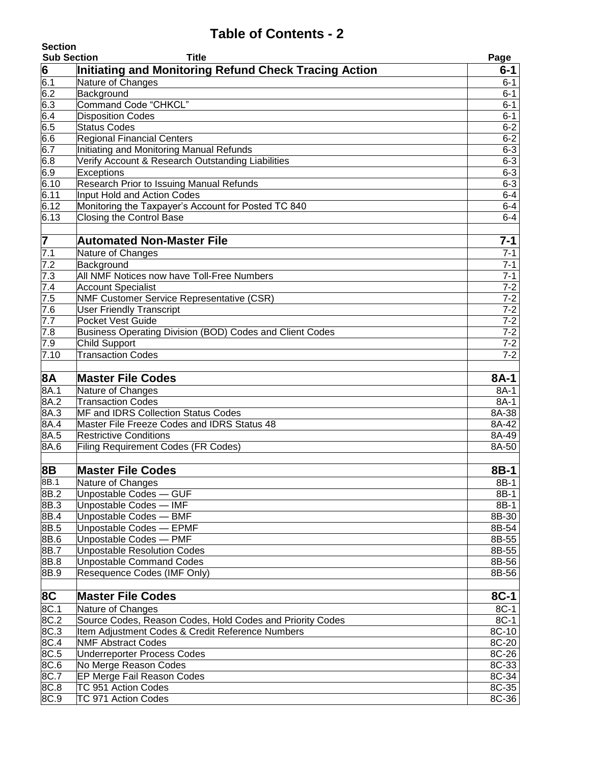# Table of Contents - 2

| Section<br>Sub Section | Title | Page |
|---|---|---|
| **6** | **Initiating and Monitoring Refund Check Tracing Action** | **6-1** |
| 6.1 | Nature of Changes | 6-1 |
| 6.2 | Background | 6-1 |
| 6.3 | Command Code “CHKCL” | 6-1 |
| 6.4 | Disposition Codes | 6-1 |
| 6.5 | Status Codes | 6-2 |
| 6.6 | Regional Financial Centers | 6-2 |
| 6.7 | Initiating and Monitoring Manual Refunds | 6-3 |
| 6.8 | Verify Account & Research Outstanding Liabilities | 6-3 |
| 6.9 | Exceptions | 6-3 |
| 6.10 | Research Prior to Issuing Manual Refunds | 6-3 |
| 6.11 | Input Hold and Action Codes | 6-4 |
| 6.12 | Monitoring the Taxpayer’s Account for Posted TC 840 | 6-4 |
| 6.13 | Closing the Control Base | 6-4 |
| | | |
| **7** | **Automated Non-Master File** | **7-1** |
| 7.1 | Nature of Changes | 7-1 |
| 7.2 | Background | 7-1 |
| 7.3 | All NMF Notices now have Toll-Free Numbers | 7-1 |
| 7.4 | Account Specialist | 7-2 |
| 7.5 | NMF Customer Service Representative (CSR) | 7-2 |
| 7.6 | User Friendly Transcript | 7-2 |
| 7.7 | Pocket Vest Guide | 7-2 |
| 7.8 | Business Operating Division (BOD) Codes and Client Codes | 7-2 |
| 7.9 | Child Support | 7-2 |
| 7.10 | Transaction Codes | 7-2 |
| | | |
| **8A** | **Master File Codes** | **8A-1** |
| 8A.1 | Nature of Changes | 8A-1 |
| 8A.2 | Transaction Codes | 8A-1 |
| 8A.3 | MF and IDRS Collection Status Codes | 8A-38 |
| 8A.4 | Master File Freeze Codes and IDRS Status 48 | 8A-42 |
| 8A.5 | Restrictive Conditions | 8A-49 |
| 8A.6 | Filing Requirement Codes (FR Codes) | 8A-50 |
| | | |
| **8B** | **Master File Codes** | **8B-1** |
| 8B.1 | Nature of Changes | 8B-1 |
| 8B.2 | Unpostable Codes — GUF | 8B-1 |
| 8B.3 | Unpostable Codes — IMF | 8B-1 |
| 8B.4 | Unpostable Codes — BMF | 8B-30 |
| 8B.5 | Unpostable Codes — EPMF | 8B-54 |
| 8B.6 | Unpostable Codes — PMF | 8B-55 |
| 8B.7 | Unpostable Resolution Codes | 8B-55 |
| 8B.8 | Unpostable Command Codes | 8B-56 |
| 8B.9 | Resequence Codes (IMF Only) | 8B-56 |
| | | |
| **8C** | **Master File Codes** | **8C-1** |
| 8C.1 | Nature of Changes | 8C-1 |
| 8C.2 | Source Codes, Reason Codes, Hold Codes and Priority Codes | 8C-1 |
| 8C.3 | Item Adjustment Codes & Credit Reference Numbers | 8C-10 |
| 8C.4 | NMF Abstract Codes | 8C-20 |
| 8C.5 | Underreporter Process Codes | 8C-26 |
| 8C.6 | No Merge Reason Codes | 8C-33 |
| 8C.7 | EP Merge Fail Reason Codes | 8C-34 |
| 8C.8 | TC 951 Action Codes | 8C-35 |
| 8C.9 | TC 971 Action Codes | 8C-36 |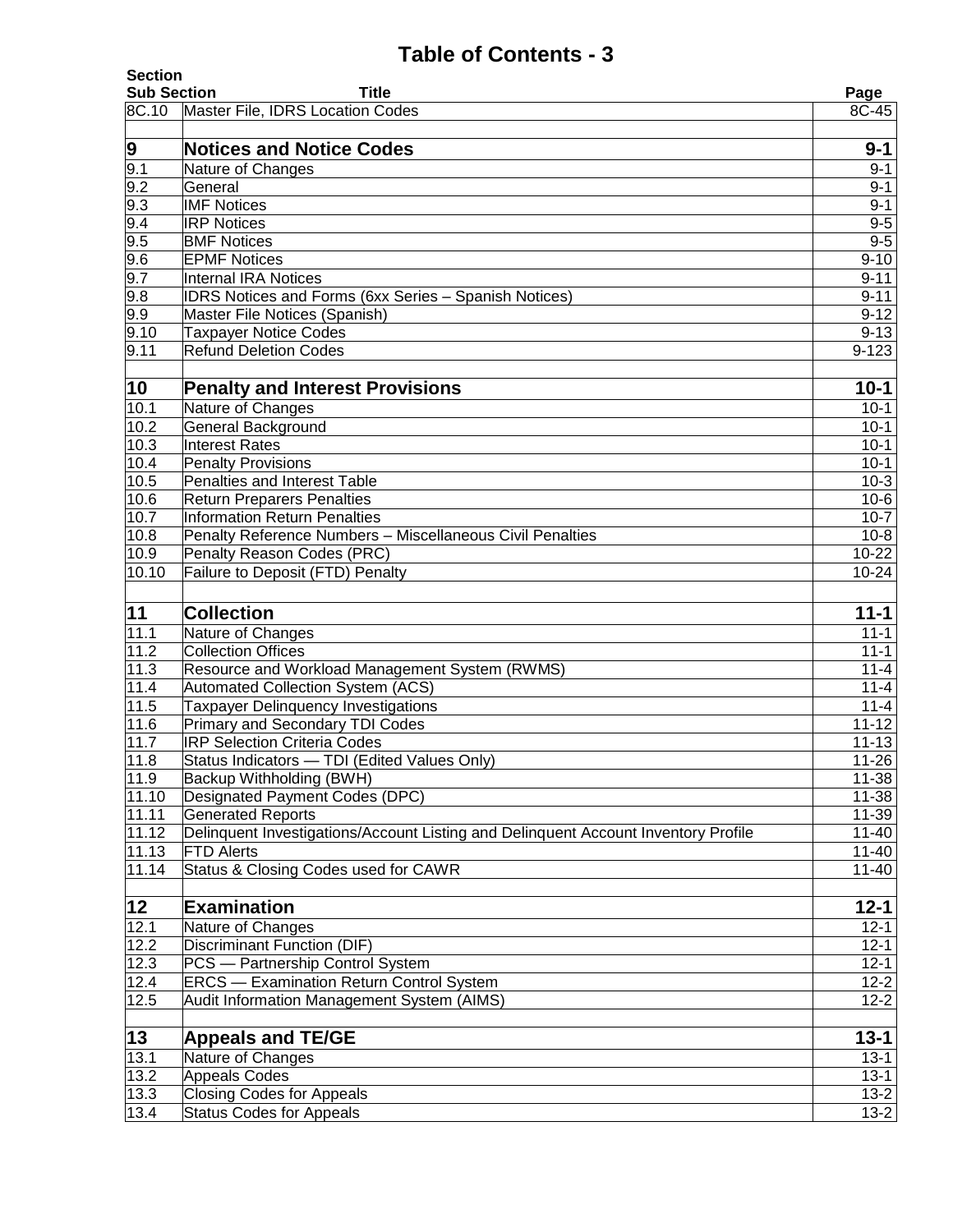# Table of Contents - 3

| Section Sub Section | Title | Page |
|---|---|---|
| 8C.10 | Master File, IDRS Location Codes | 8C-45 |
| | | |
| **9** | **Notices and Notice Codes** | **9-1** |
| 9.1 | Nature of Changes | 9-1 |
| 9.2 | General | 9-1 |
| 9.3 | IMF Notices | 9-1 |
| 9.4 | IRP Notices | 9-5 |
| 9.5 | BMF Notices | 9-5 |
| 9.6 | EPMF Notices | 9-10 |
| 9.7 | Internal IRA Notices | 9-11 |
| 9.8 | IDRS Notices and Forms (6xx Series – Spanish Notices) | 9-11 |
| 9.9 | Master File Notices (Spanish) | 9-12 |
| 9.10 | Taxpayer Notice Codes | 9-13 |
| 9.11 | Refund Deletion Codes | 9-123 |
| | | |
| **10** | **Penalty and Interest Provisions** | **10-1** |
| 10.1 | Nature of Changes | 10-1 |
| 10.2 | General Background | 10-1 |
| 10.3 | Interest Rates | 10-1 |
| 10.4 | Penalty Provisions | 10-1 |
| 10.5 | Penalties and Interest Table | 10-3 |
| 10.6 | Return Preparers Penalties | 10-6 |
| 10.7 | Information Return Penalties | 10-7 |
| 10.8 | Penalty Reference Numbers – Miscellaneous Civil Penalties | 10-8 |
| 10.9 | Penalty Reason Codes (PRC) | 10-22 |
| 10.10 | Failure to Deposit (FTD) Penalty | 10-24 |
| | | |
| **11** | **Collection** | **11-1** |
| 11.1 | Nature of Changes | 11-1 |
| 11.2 | Collection Offices | 11-1 |
| 11.3 | Resource and Workload Management System (RWMS) | 11-4 |
| 11.4 | Automated Collection System (ACS) | 11-4 |
| 11.5 | Taxpayer Delinquency Investigations | 11-4 |
| 11.6 | Primary and Secondary TDI Codes | 11-12 |
| 11.7 | IRP Selection Criteria Codes | 11-13 |
| 11.8 | Status Indicators — TDI (Edited Values Only) | 11-26 |
| 11.9 | Backup Withholding (BWH) | 11-38 |
| 11.10 | Designated Payment Codes (DPC) | 11-38 |
| 11.11 | Generated Reports | 11-39 |
| 11.12 | Delinquent Investigations/Account Listing and Delinquent Account Inventory Profile | 11-40 |
| 11.13 | FTD Alerts | 11-40 |
| 11.14 | Status & Closing Codes used for CAWR | 11-40 |
| | | |
| **12** | **Examination** | **12-1** |
| 12.1 | Nature of Changes | 12-1 |
| 12.2 | Discriminant Function (DIF) | 12-1 |
| 12.3 | PCS — Partnership Control System | 12-1 |
| 12.4 | ERCS — Examination Return Control System | 12-2 |
| 12.5 | Audit Information Management System (AIMS) | 12-2 |
| | | |
| **13** | **Appeals and TE/GE** | **13-1** |
| 13.1 | Nature of Changes | 13-1 |
| 13.2 | Appeals Codes | 13-1 |
| 13.3 | Closing Codes for Appeals | 13-2 |
| 13.4 | Status Codes for Appeals | 13-2 |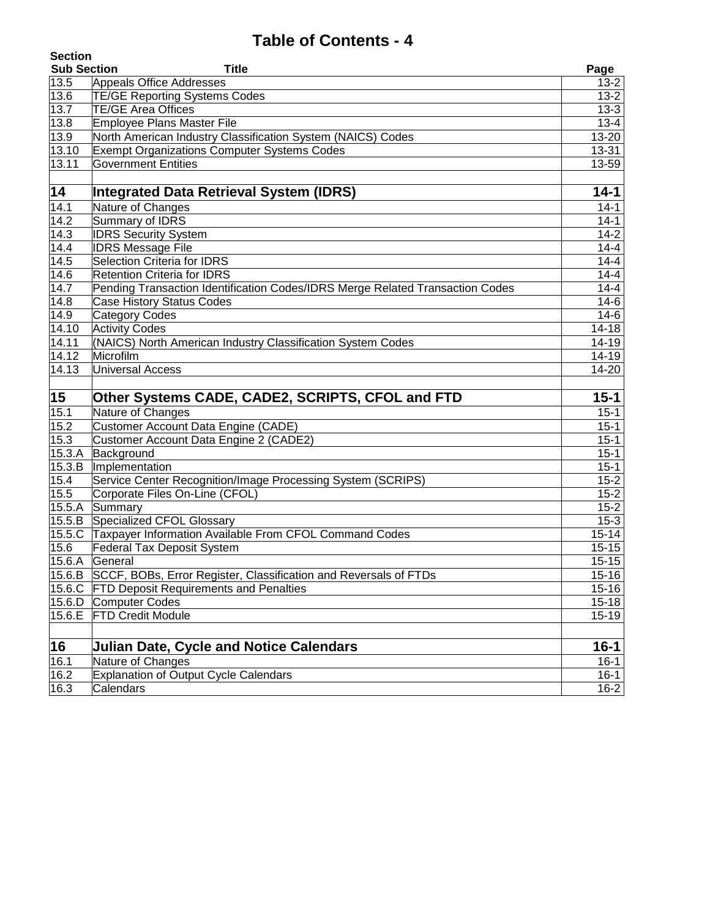# Table of Contents - 4

| Section Sub Section | Title | Page |
|---|---|---|
| 13.5 | Appeals Office Addresses | 13-2 |
| 13.6 | TE/GE Reporting Systems Codes | 13-2 |
| 13.7 | TE/GE Area Offices | 13-3 |
| 13.8 | Employee Plans Master File | 13-4 |
| 13.9 | North American Industry Classification System (NAICS) Codes | 13-20 |
| 13.10 | Exempt Organizations Computer Systems Codes | 13-31 |
| 13.11 | Government Entities | 13-59 |
| | | |
| **14** | **Integrated Data Retrieval System (IDRS)** | **14-1** |
| 14.1 | Nature of Changes | 14-1 |
| 14.2 | Summary of IDRS | 14-1 |
| 14.3 | IDRS Security System | 14-2 |
| 14.4 | IDRS Message File | 14-4 |
| 14.5 | Selection Criteria for IDRS | 14-4 |
| 14.6 | Retention Criteria for IDRS | 14-4 |
| 14.7 | Pending Transaction Identification Codes/IDRS Merge Related Transaction Codes | 14-4 |
| 14.8 | Case History Status Codes | 14-6 |
| 14.9 | Category Codes | 14-6 |
| 14.10 | Activity Codes | 14-18 |
| 14.11 | (NAICS) North American Industry Classification System Codes | 14-19 |
| 14.12 | Microfilm | 14-19 |
| 14.13 | Universal Access | 14-20 |
| | | |
| **15** | **Other Systems CADE, CADE2, SCRIPTS, CFOL and FTD** | **15-1** |
| 15.1 | Nature of Changes | 15-1 |
| 15.2 | Customer Account Data Engine (CADE) | 15-1 |
| 15.3 | Customer Account Data Engine 2 (CADE2) | 15-1 |
| 15.3.A | Background | 15-1 |
| 15.3.B | Implementation | 15-1 |
| 15.4 | Service Center Recognition/Image Processing System (SCRIPS) | 15-2 |
| 15.5 | Corporate Files On-Line (CFOL) | 15-2 |
| 15.5.A | Summary | 15-2 |
| 15.5.B | Specialized CFOL Glossary | 15-3 |
| 15.5.C | Taxpayer Information Available From CFOL Command Codes | 15-14 |
| 15.6 | Federal Tax Deposit System | 15-15 |
| 15.6.A | General | 15-15 |
| 15.6.B | SCCF, BOBs, Error Register, Classification and Reversals of FTDs | 15-16 |
| 15.6.C | FTD Deposit Requirements and Penalties | 15-16 |
| 15.6.D | Computer Codes | 15-18 |
| 15.6.E | FTD Credit Module | 15-19 |
| | | |
| **16** | **Julian Date, Cycle and Notice Calendars** | **16-1** |
| 16.1 | Nature of Changes | 16-1 |
| 16.2 | Explanation of Output Cycle Calendars | 16-1 |
| 16.3 | Calendars | 16-2 |